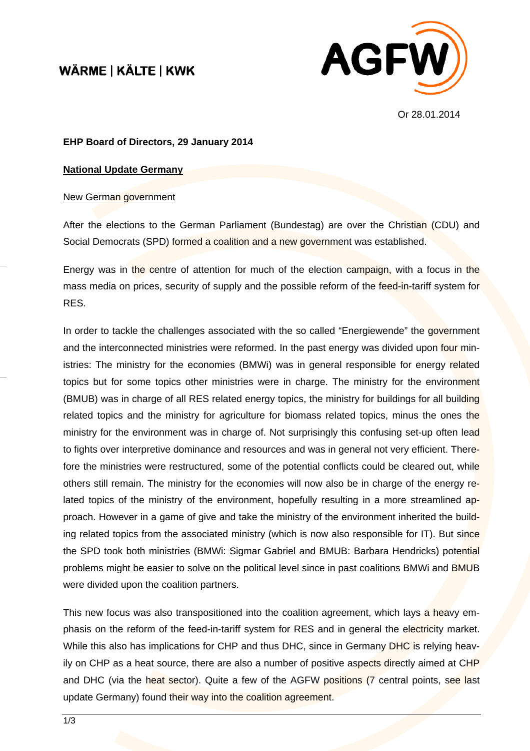WÄRME | KÄLTE | KWK

AGFW

Or 28.01.2014

**EHP Board of Directors, 29 January 2014**

**National Update Germany**

New German government

After the elections to the German Parliament (Bundestag) are over the Christian (CDU) and Social Democrats (SPD) formed a coalition and a new government was established.

Energy was in the centre of attention for much of the election campaign, with a focus in the mass media on prices, security of supply and the possible reform of the feed-in-tariff system for RES.

In order to tackle the challenges associated with the so called "Energiewende" the government and the interconnected ministries were reformed. In the past energy was divided upon four ministries: The ministry for the economies (BMWi) was in general responsible for energy related topics but for some topics other ministries were in charge. The ministry for the environment (BMUB) was in charge of all RES related energy topics, the ministry for buildings for all building related topics and the ministry for agriculture for biomass related topics, minus the ones the ministry for the environment was in charge of. Not surprisingly this confusing set-up often lead to fights over interpretive dominance and resources and was in general not very efficient. Therefore the ministries were restructured, some of the potential conflicts could be cleared out, while others still remain. The ministry for the economies will now also be in charge of the energy related topics of the ministry of the environment, hopefully resulting in a more streamlined approach. However in a game of give and take the ministry of the environment inherited the building related topics from the associated ministry (which is now also responsible for IT). But since the SPD took both ministries (BMWi: Sigmar Gabriel and BMUB: Barbara Hendricks) potential problems might be easier to solve on the political level since in past coalitions BMWi and BMUB were divided upon the coalition partners.

This new focus was also transpositioned into the coalition agreement, which lays a heavy emphasis on the reform of the feed-in-tariff system for RES and in general the electricity market. While this also has implications for CHP and thus DHC, since in Germany DHC is relying heavily on CHP as a heat source, there are also a number of positive aspects directly aimed at CHP and DHC (via the heat sector). Quite a few of the AGFW positions (7 central points, see last update Germany) found their way into the coalition agreement.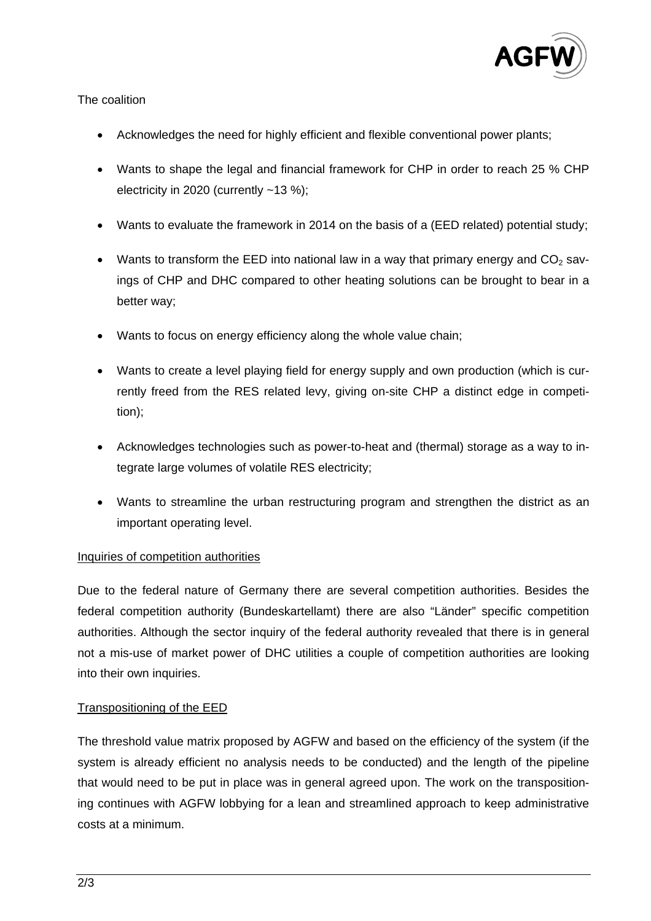The coalition

- Acknowledges the need for highly efficient and flexible conventional power plants;
- Wants to shape the legal and financial framework for CHP in order to reach 25 % CHP electricity in 2020 (currently ~13 %);
- Wants to evaluate the framework in 2014 on the basis of a (EED related) potential study;
- Wants to transform the EED into national law in a way that primary energy and $CO_2$ savings of CHP and DHC compared to other heating solutions can be brought to bear in a better way;
- Wants to focus on energy efficiency along the whole value chain;
- Wants to create a level playing field for energy supply and own production (which is currently freed from the RES related levy, giving on-site CHP a distinct edge in competition);
- Acknowledges technologies such as power-to-heat and (thermal) storage as a way to integrate large volumes of volatile RES electricity;
- Wants to streamline the urban restructuring program and strengthen the district as an important operating level.

## Inquiries of competition authorities

Due to the federal nature of Germany there are several competition authorities. Besides the federal competition authority (Bundeskartellamt) there are also "Länder" specific competition authorities. Although the sector inquiry of the federal authority revealed that there is in general not a mis-use of market power of DHC utilities a couple of competition authorities are looking into their own inquiries.

## Transpositioning of the EED

The threshold value matrix proposed by AGFW and based on the efficiency of the system (if the system is already efficient no analysis needs to be conducted) and the length of the pipeline that would need to be put in place was in general agreed upon. The work on the transpositioning continues with AGFW lobbying for a lean and streamlined approach to keep administrative costs at a minimum.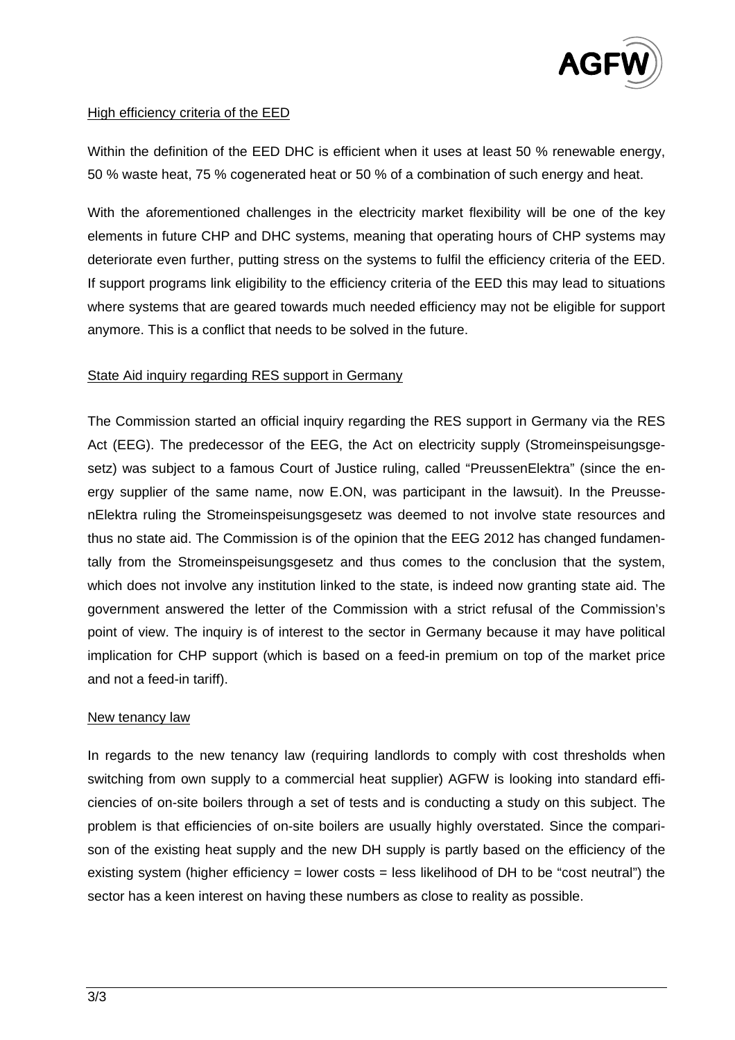## High efficiency criteria of the EED

Within the definition of the EED DHC is efficient when it uses at least 50 % renewable energy, 50 % waste heat, 75 % cogenerated heat or 50 % of a combination of such energy and heat.

With the aforementioned challenges in the electricity market flexibility will be one of the key elements in future CHP and DHC systems, meaning that operating hours of CHP systems may deteriorate even further, putting stress on the systems to fulfil the efficiency criteria of the EED. If support programs link eligibility to the efficiency criteria of the EED this may lead to situations where systems that are geared towards much needed efficiency may not be eligible for support anymore. This is a conflict that needs to be solved in the future.

## State Aid inquiry regarding RES support in Germany

The Commission started an official inquiry regarding the RES support in Germany via the RES Act (EEG). The predecessor of the EEG, the Act on electricity supply (Stromeinspeisungsgesetz) was subject to a famous Court of Justice ruling, called "PreussenElektra" (since the energy supplier of the same name, now E.ON, was participant in the lawsuit). In the PreussenElektra ruling the Stromeinspeisungsgesetz was deemed to not involve state resources and thus no state aid. The Commission is of the opinion that the EEG 2012 has changed fundamentally from the Stromeinspeisungsgesetz and thus comes to the conclusion that the system, which does not involve any institution linked to the state, is indeed now granting state aid. The government answered the letter of the Commission with a strict refusal of the Commission's point of view. The inquiry is of interest to the sector in Germany because it may have political implication for CHP support (which is based on a feed-in premium on top of the market price and not a feed-in tariff).

## New tenancy law

In regards to the new tenancy law (requiring landlords to comply with cost thresholds when switching from own supply to a commercial heat supplier) AGFW is looking into standard efficiencies of on-site boilers through a set of tests and is conducting a study on this subject. The problem is that efficiencies of on-site boilers are usually highly overstated. Since the comparison of the existing heat supply and the new DH supply is partly based on the efficiency of the existing system (higher efficiency = lower costs = less likelihood of DH to be "cost neutral") the sector has a keen interest on having these numbers as close to reality as possible.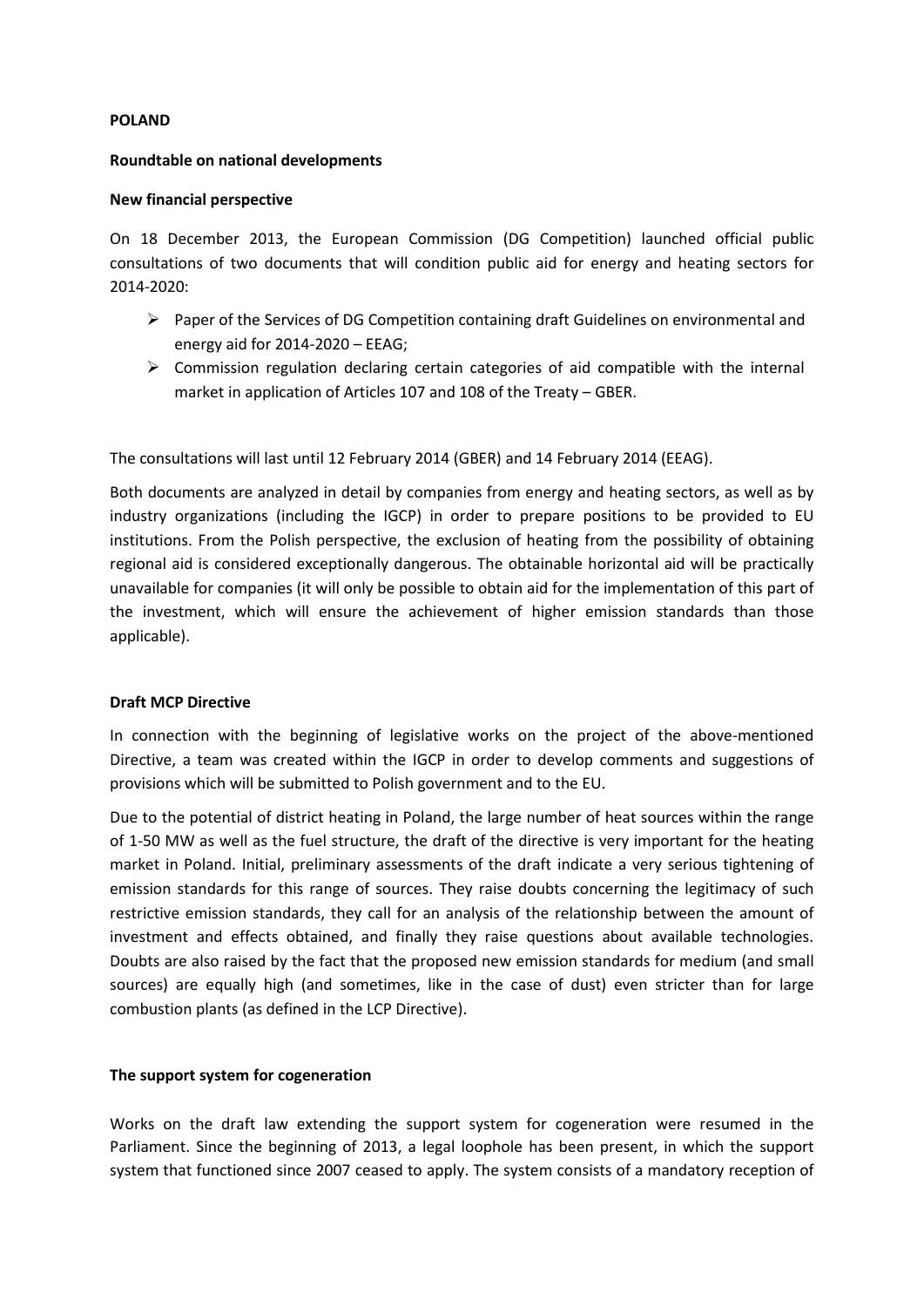**POLAND**

**Roundtable on national developments**

**New financial perspective**

On 18 December 2013, the European Commission (DG Competition) launched official public consultations of two documents that will condition public aid for energy and heating sectors for 2014-2020:

- Paper of the Services of DG Competition containing draft Guidelines on environmental and energy aid for 2014-2020 – EEAG;
- Commission regulation declaring certain categories of aid compatible with the internal market in application of Articles 107 and 108 of the Treaty – GBER.

The consultations will last until 12 February 2014 (GBER) and 14 February 2014 (EEAG).

Both documents are analyzed in detail by companies from energy and heating sectors, as well as by industry organizations (including the IGCP) in order to prepare positions to be provided to EU institutions. From the Polish perspective, the exclusion of heating from the possibility of obtaining regional aid is considered exceptionally dangerous. The obtainable horizontal aid will be practically unavailable for companies (it will only be possible to obtain aid for the implementation of this part of the investment, which will ensure the achievement of higher emission standards than those applicable).

**Draft MCP Directive**

In connection with the beginning of legislative works on the project of the above-mentioned Directive, a team was created within the IGCP in order to develop comments and suggestions of provisions which will be submitted to Polish government and to the EU.

Due to the potential of district heating in Poland, the large number of heat sources within the range of 1-50 MW as well as the fuel structure, the draft of the directive is very important for the heating market in Poland. Initial, preliminary assessments of the draft indicate a very serious tightening of emission standards for this range of sources. They raise doubts concerning the legitimacy of such restrictive emission standards, they call for an analysis of the relationship between the amount of investment and effects obtained, and finally they raise questions about available technologies. Doubts are also raised by the fact that the proposed new emission standards for medium (and small sources) are equally high (and sometimes, like in the case of dust) even stricter than for large combustion plants (as defined in the LCP Directive).

**The support system for cogeneration**

Works on the draft law extending the support system for cogeneration were resumed in the Parliament. Since the beginning of 2013, a legal loophole has been present, in which the support system that functioned since 2007 ceased to apply. The system consists of a mandatory reception of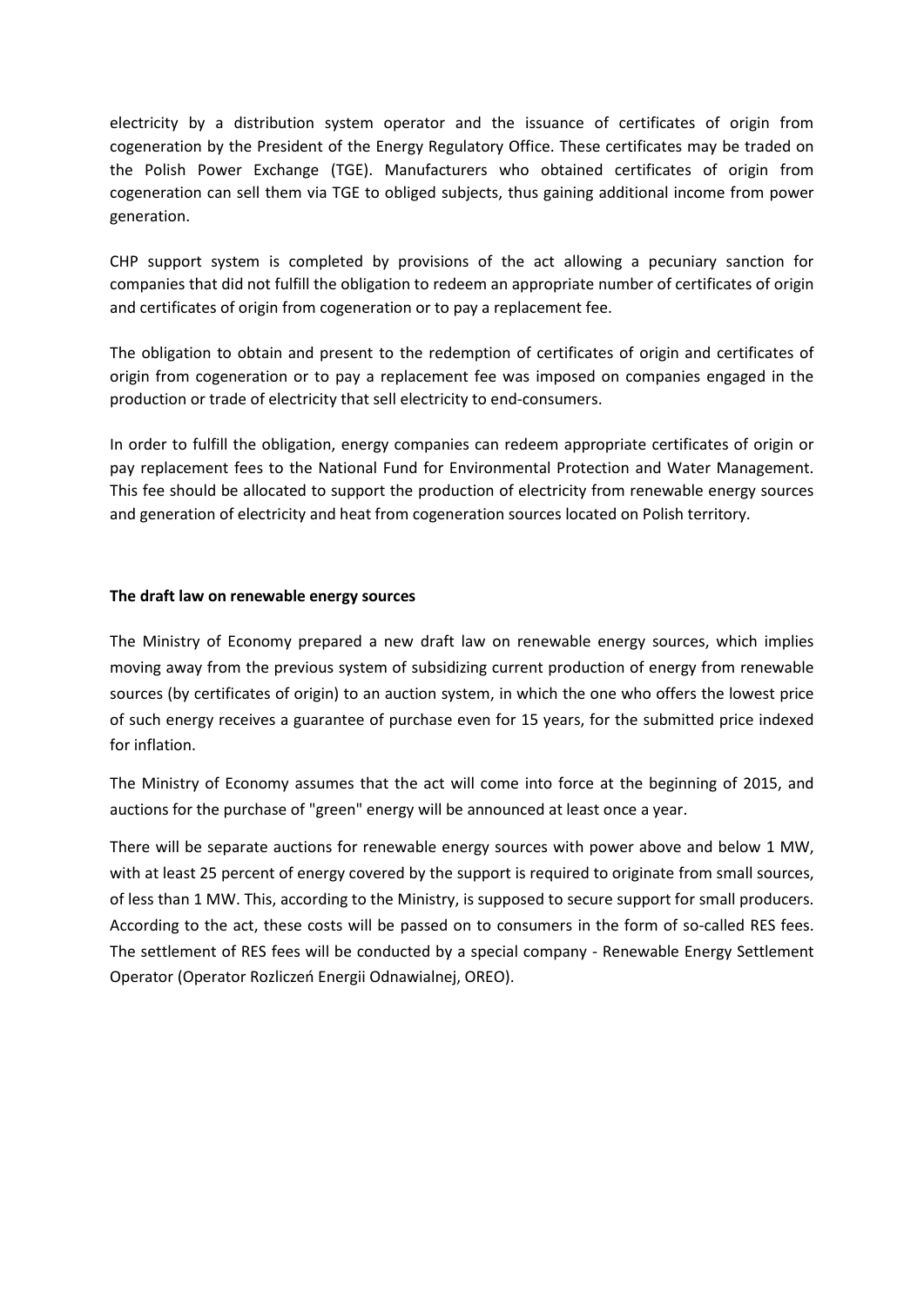electricity by a distribution system operator and the issuance of certificates of origin from cogeneration by the President of the Energy Regulatory Office. These certificates may be traded on the Polish Power Exchange (TGE). Manufacturers who obtained certificates of origin from cogeneration can sell them via TGE to obliged subjects, thus gaining additional income from power generation.

CHP support system is completed by provisions of the act allowing a pecuniary sanction for companies that did not fulfill the obligation to redeem an appropriate number of certificates of origin and certificates of origin from cogeneration or to pay a replacement fee.

The obligation to obtain and present to the redemption of certificates of origin and certificates of origin from cogeneration or to pay a replacement fee was imposed on companies engaged in the production or trade of electricity that sell electricity to end-consumers.

In order to fulfill the obligation, energy companies can redeem appropriate certificates of origin or pay replacement fees to the National Fund for Environmental Protection and Water Management. This fee should be allocated to support the production of electricity from renewable energy sources and generation of electricity and heat from cogeneration sources located on Polish territory.

**The draft law on renewable energy sources**

The Ministry of Economy prepared a new draft law on renewable energy sources, which implies moving away from the previous system of subsidizing current production of energy from renewable sources (by certificates of origin) to an auction system, in which the one who offers the lowest price of such energy receives a guarantee of purchase even for 15 years, for the submitted price indexed for inflation.

The Ministry of Economy assumes that the act will come into force at the beginning of 2015, and auctions for the purchase of "green" energy will be announced at least once a year.

There will be separate auctions for renewable energy sources with power above and below 1 MW, with at least 25 percent of energy covered by the support is required to originate from small sources, of less than 1 MW. This, according to the Ministry, is supposed to secure support for small producers. According to the act, these costs will be passed on to consumers in the form of so-called RES fees. The settlement of RES fees will be conducted by a special company - Renewable Energy Settlement Operator (Operator Rozliczeń Energii Odnawialnej, OREO).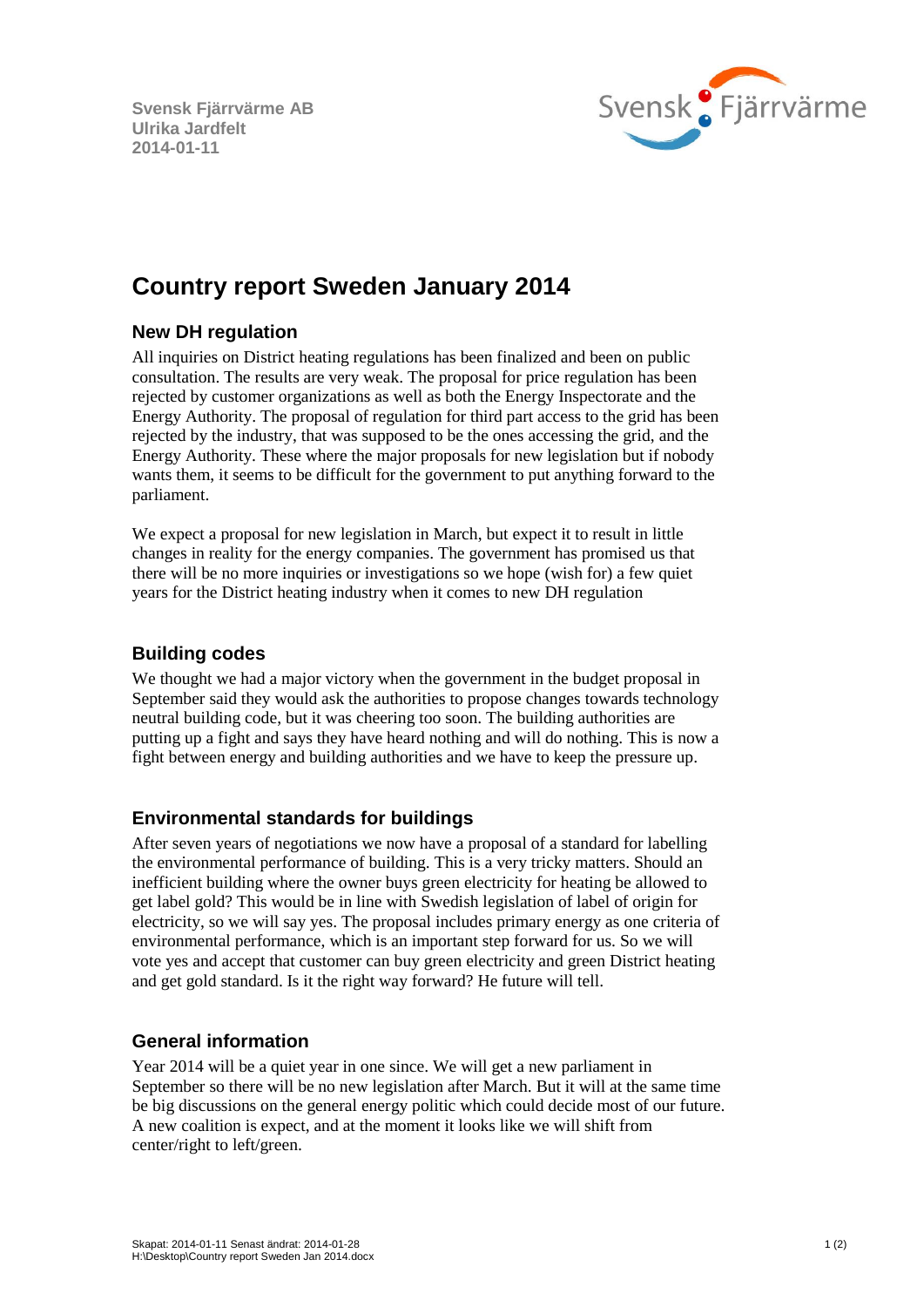**Svensk Fjärrvärme AB**
**Ulrika Jardfelt**
**2014-01-11**

# Country report Sweden January 2014

## New DH regulation

All inquiries on District heating regulations has been finalized and been on public consultation. The results are very weak. The proposal for price regulation has been rejected by customer organizations as well as both the Energy Inspectorate and the Energy Authority. The proposal of regulation for third part access to the grid has been rejected by the industry, that was supposed to be the ones accessing the grid, and the Energy Authority. These where the major proposals for new legislation but if nobody wants them, it seems to be difficult for the government to put anything forward to the parliament.

We expect a proposal for new legislation in March, but expect it to result in little changes in reality for the energy companies. The government has promised us that there will be no more inquiries or investigations so we hope (wish for) a few quiet years for the District heating industry when it comes to new DH regulation

## Building codes

We thought we had a major victory when the government in the budget proposal in September said they would ask the authorities to propose changes towards technology neutral building code, but it was cheering too soon. The building authorities are putting up a fight and says they have heard nothing and will do nothing. This is now a fight between energy and building authorities and we have to keep the pressure up.

## Environmental standards for buildings

After seven years of negotiations we now have a proposal of a standard for labelling the environmental performance of building. This is a very tricky matters. Should an inefficient building where the owner buys green electricity for heating be allowed to get label gold? This would be in line with Swedish legislation of label of origin for electricity, so we will say yes. The proposal includes primary energy as one criteria of environmental performance, which is an important step forward for us. So we will vote yes and accept that customer can buy green electricity and green District heating and get gold standard. Is it the right way forward? He future will tell.

## General information

Year 2014 will be a quiet year in one since. We will get a new parliament in September so there will be no new legislation after March. But it will at the same time be big discussions on the general energy politic which could decide most of our future. A new coalition is expect, and at the moment it looks like we will shift from center/right to left/green.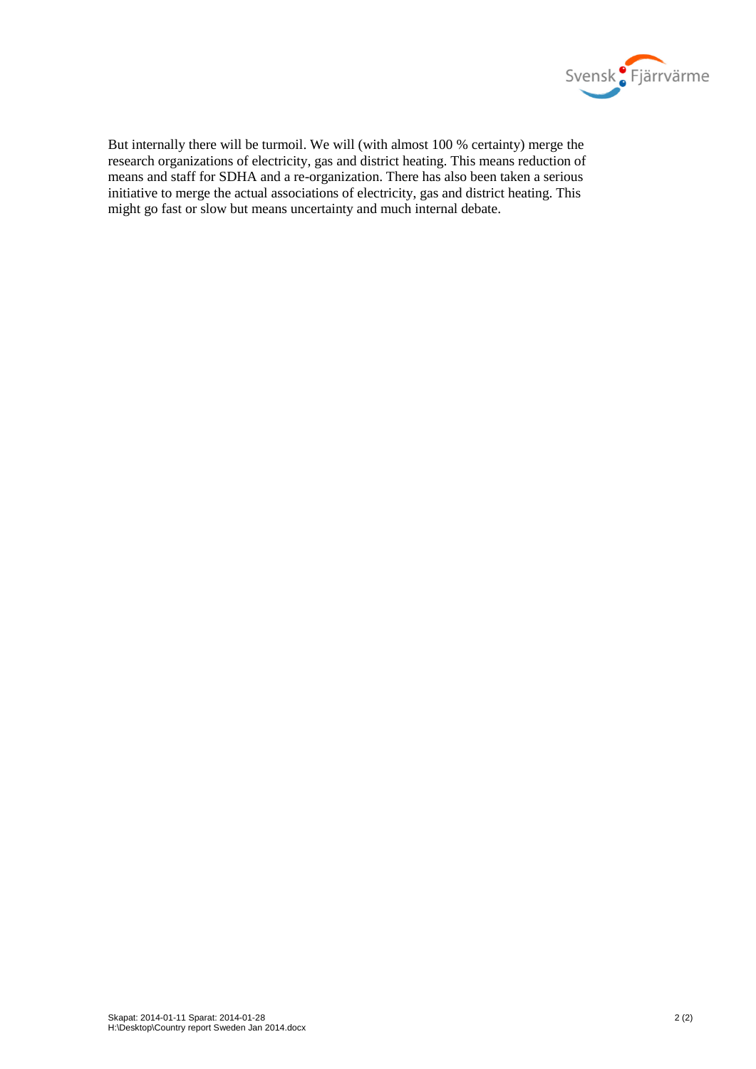But internally there will be turmoil. We will (with almost 100 % certainty) merge the research organizations of electricity, gas and district heating. This means reduction of means and staff for SDHA and a re-organization. There has also been taken a serious initiative to merge the actual associations of electricity, gas and district heating. This might go fast or slow but means uncertainty and much internal debate.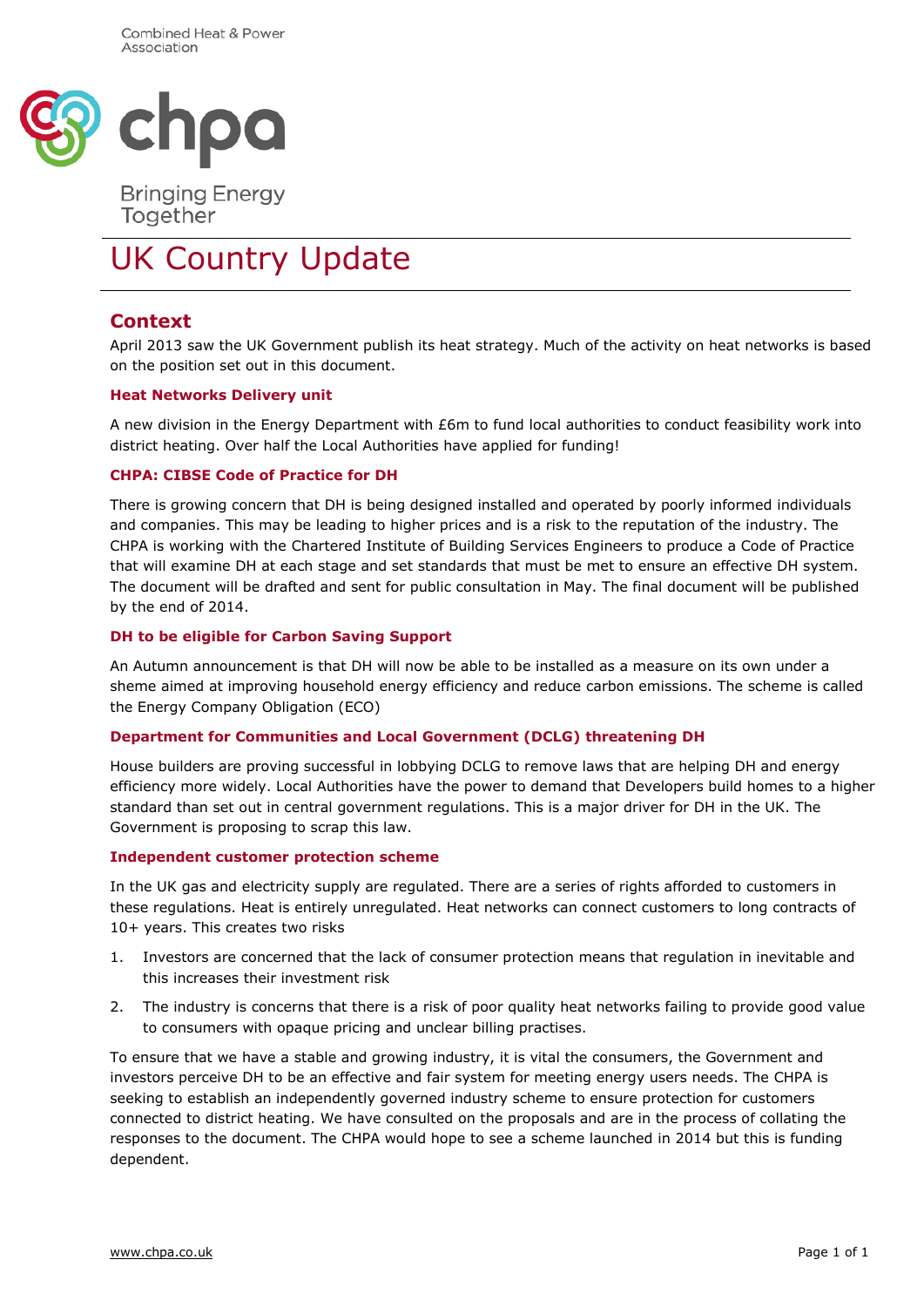Combined Heat & Power Association

chpa

Bringing Energy Together

# UK Country Update

## Context

April 2013 saw the UK Government publish its heat strategy. Much of the activity on heat networks is based on the position set out in this document.

### Heat Networks Delivery unit

A new division in the Energy Department with £6m to fund local authorities to conduct feasibility work into district heating. Over half the Local Authorities have applied for funding!

### CHPA: CIBSE Code of Practice for DH

There is growing concern that DH is being designed installed and operated by poorly informed individuals and companies. This may be leading to higher prices and is a risk to the reputation of the industry. The CHPA is working with the Chartered Institute of Building Services Engineers to produce a Code of Practice that will examine DH at each stage and set standards that must be met to ensure an effective DH system. The document will be drafted and sent for public consultation in May. The final document will be published by the end of 2014.

### DH to be eligible for Carbon Saving Support

An Autumn announcement is that DH will now be able to be installed as a measure on its own under a sheme aimed at improving household energy efficiency and reduce carbon emissions. The scheme is called the Energy Company Obligation (ECO)

### Department for Communities and Local Government (DCLG) threatening DH

House builders are proving successful in lobbying DCLG to remove laws that are helping DH and energy efficiency more widely. Local Authorities have the power to demand that Developers build homes to a higher standard than set out in central government regulations. This is a major driver for DH in the UK. The Government is proposing to scrap this law.

### Independent customer protection scheme

In the UK gas and electricity supply are regulated. There are a series of rights afforded to customers in these regulations. Heat is entirely unregulated. Heat networks can connect customers to long contracts of 10+ years. This creates two risks

1. Investors are concerned that the lack of consumer protection means that regulation in inevitable and this increases their investment risk
2. The industry is concerns that there is a risk of poor quality heat networks failing to provide good value to consumers with opaque pricing and unclear billing practises.

To ensure that we have a stable and growing industry, it is vital the consumers, the Government and investors perceive DH to be an effective and fair system for meeting energy users needs. The CHPA is seeking to establish an independently governed industry scheme to ensure protection for customers connected to district heating. We have consulted on the proposals and are in the process of collating the responses to the document. The CHPA would hope to see a scheme launched in 2014 but this is funding dependent.

www.chpa.co.uk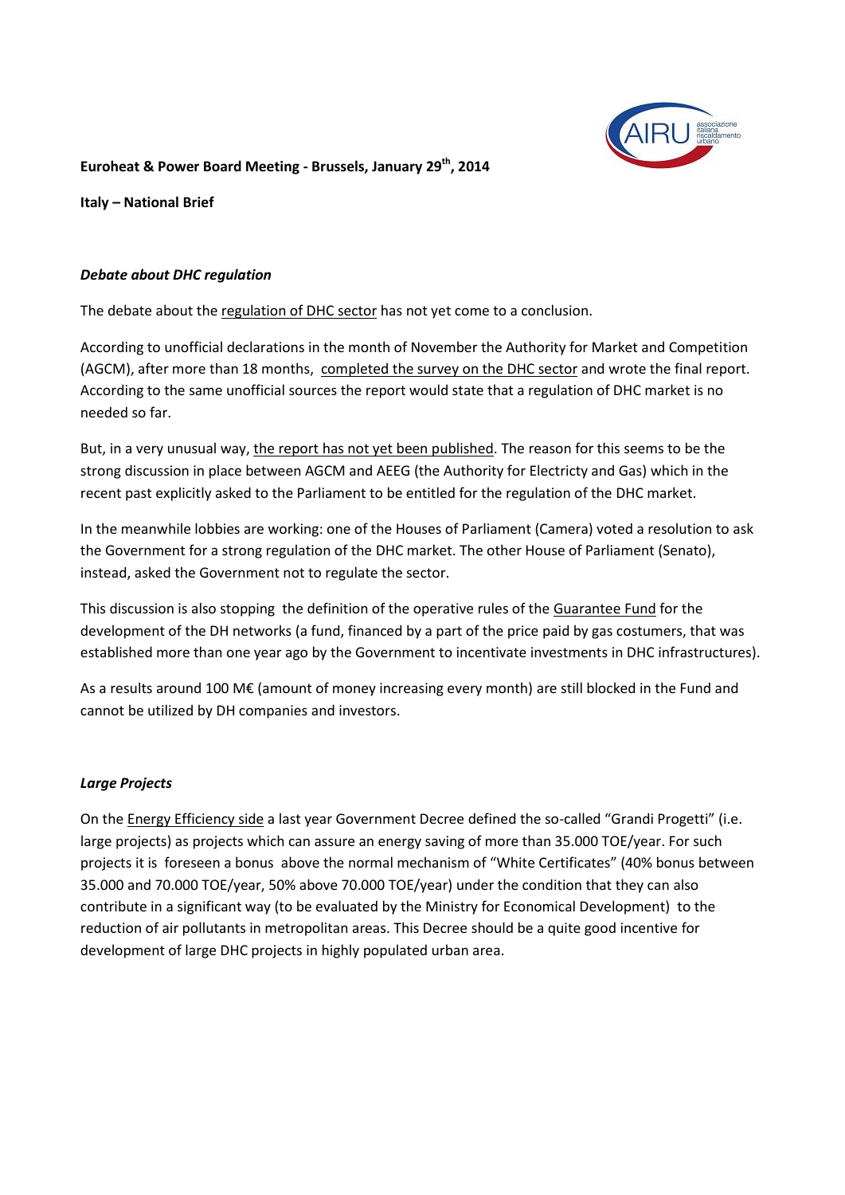**Euroheat & Power Board Meeting - Brussels, January 29th, 2014**

**Italy – National Brief**

***Debate about DHC regulation***

The debate about the regulation of DHC sector has not yet come to a conclusion.

According to unofficial declarations in the month of November the Authority for Market and Competition (AGCM), after more than 18 months, completed the survey on the DHC sector and wrote the final report. According to the same unofficial sources the report would state that a regulation of DHC market is no needed so far.

But, in a very unusual way, the report has not yet been published. The reason for this seems to be the strong discussion in place between AGCM and AEEG (the Authority for Electricty and Gas) which in the recent past explicitly asked to the Parliament to be entitled for the regulation of the DHC market.

In the meanwhile lobbies are working: one of the Houses of Parliament (Camera) voted a resolution to ask the Government for a strong regulation of the DHC market. The other House of Parliament (Senato), instead, asked the Government not to regulate the sector.

This discussion is also stopping the definition of the operative rules of the Guarantee Fund for the development of the DH networks (a fund, financed by a part of the price paid by gas costumers, that was established more than one year ago by the Government to incentivate investments in DHC infrastructures).

As a results around 100 M€ (amount of money increasing every month) are still blocked in the Fund and cannot be utilized by DH companies and investors.

***Large Projects***

On the Energy Efficiency side a last year Government Decree defined the so-called "Grandi Progetti" (i.e. large projects) as projects which can assure an energy saving of more than 35.000 TOE/year. For such projects it is foreseen a bonus above the normal mechanism of "White Certificates" (40% bonus between 35.000 and 70.000 TOE/year, 50% above 70.000 TOE/year) under the condition that they can also contribute in a significant way (to be evaluated by the Ministry for Economical Development) to the reduction of air pollutants in metropolitan areas. This Decree should be a quite good incentive for development of large DHC projects in highly populated urban area.